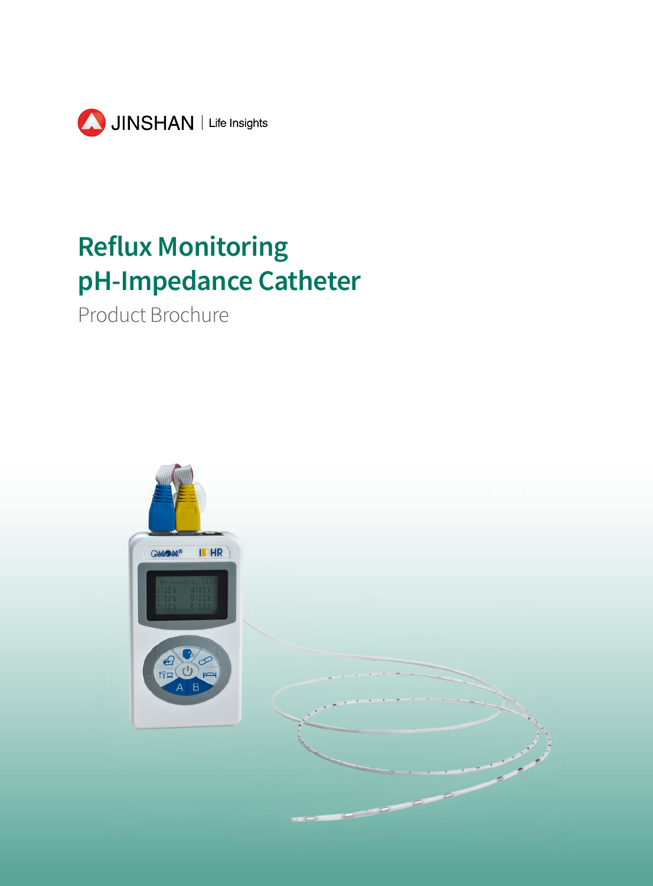JINSHAN | Life Insights

# Reflux Monitoring pH-Impedance Catheter

Product Brochure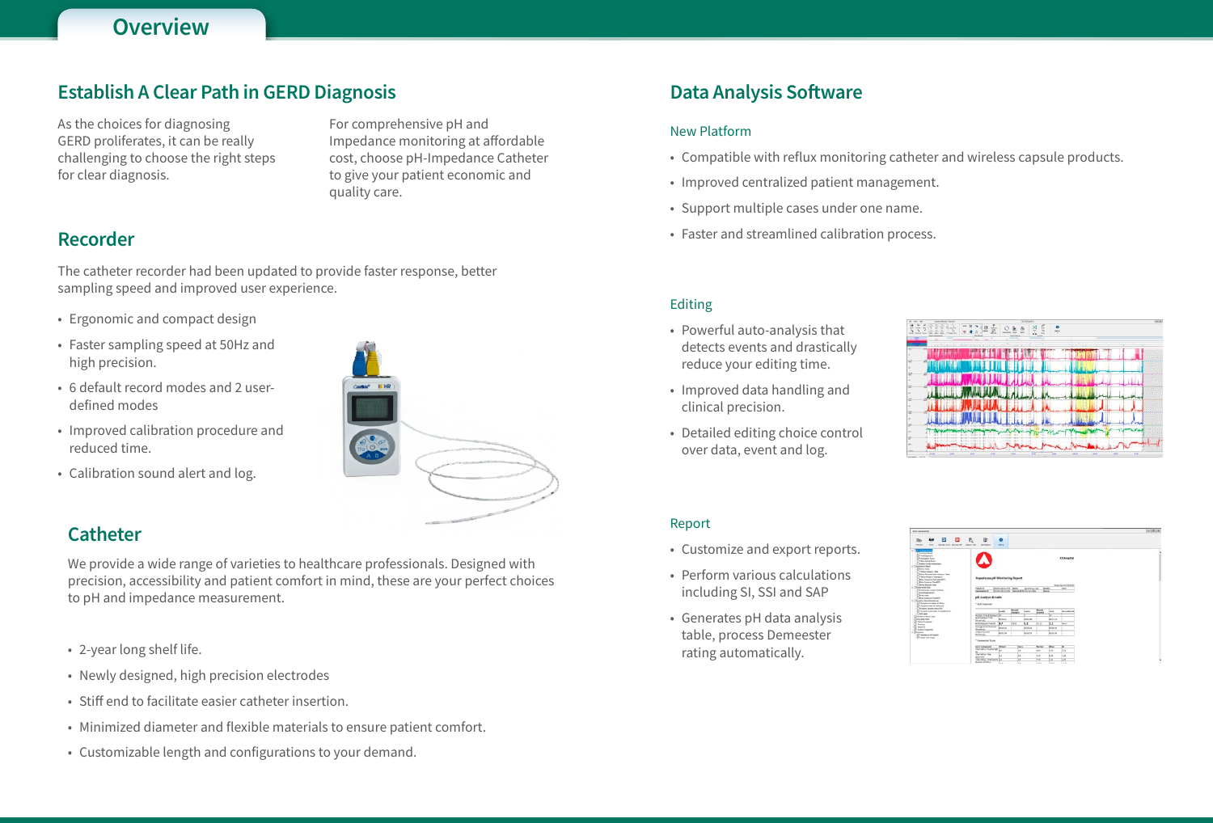# Overview

## Establish A Clear Path in GERD Diagnosis

As the choices for diagnosing GERD proliferates, it can be really challenging to choose the right steps for clear diagnosis.

For comprehensive pH and Impedance monitoring at affordable cost, choose pH-Impedance Catheter to give your patient economic and quality care.

## Recorder

The catheter recorder had been updated to provide faster response, better sampling speed and improved user experience.

- Ergonomic and compact design
- Faster sampling speed at 50Hz and high precision.
- 6 default record modes and 2 user-defined modes
- Improved calibration procedure and reduced time.
- Calibration sound alert and log.

## Catheter

We provide a wide range of varieties to healthcare professionals. Designed with precision, accessibility and patient comfort in mind, these are your perfect choices to pH and impedance measurement.

- 2-year long shelf life.
- Newly designed, high precision electrodes
- Stiff end to facilitate easier catheter insertion.
- Minimized diameter and flexible materials to ensure patient comfort.
- Customizable length and configurations to your demand.

## Data Analysis Software

### New Platform

- Compatible with reflux monitoring catheter and wireless capsule products.
- Improved centralized patient management.
- Support multiple cases under one name.
- Faster and streamlined calibration process.

### Editing

- Powerful auto-analysis that detects events and drastically reduce your editing time.
- Improved data handling and clinical precision.
- Detailed editing choice control over data, event and log.

### Report

- Customize and export reports.
- Perform various calculations including SI, SSI and SAP
- Generates pH data analysis table, process Demeester rating automatically.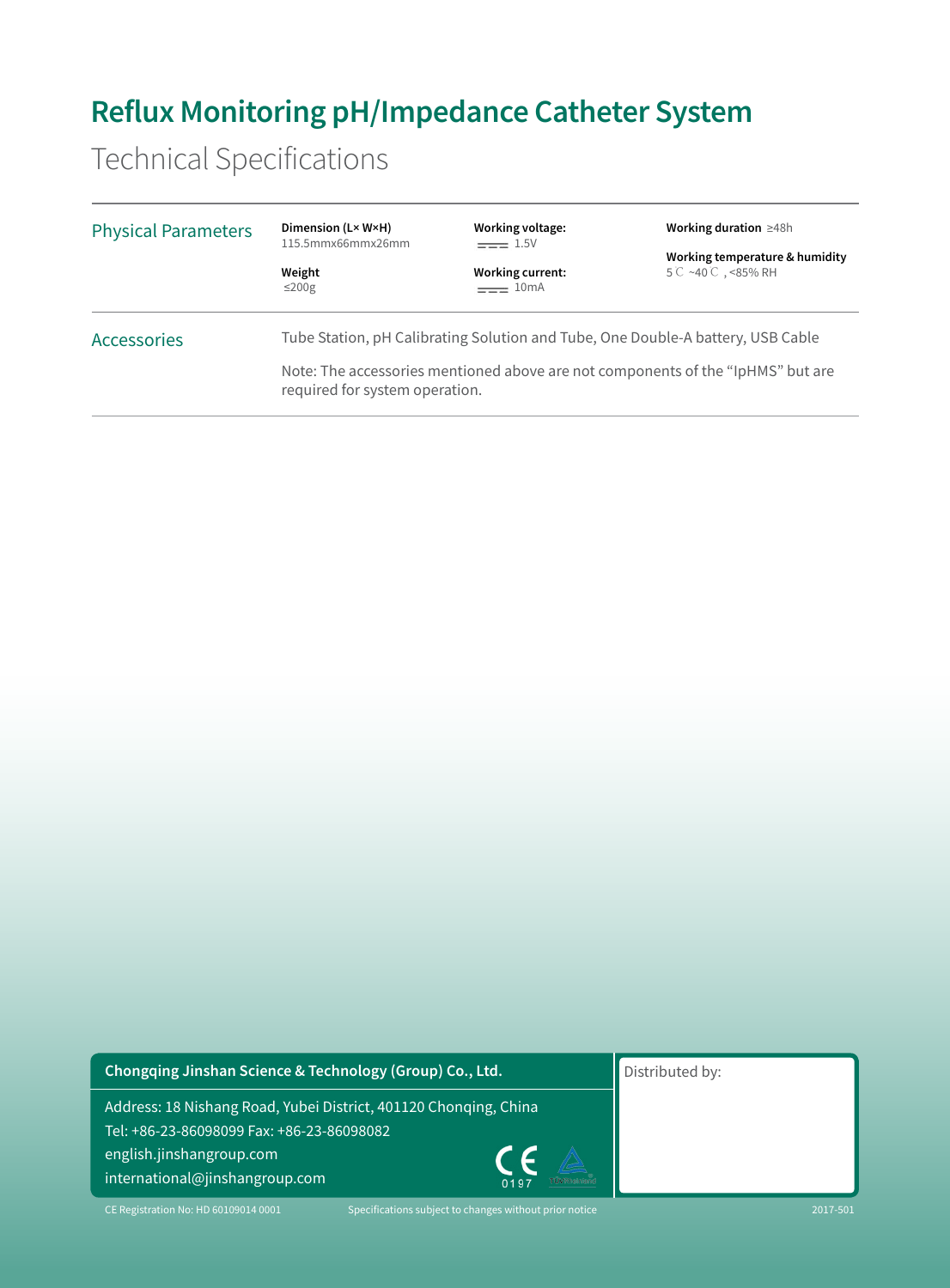# Reflux Monitoring pH/Impedance Catheter System

## Technical Specifications

### Physical Parameters

**Dimension (L× W×H)**
115.5mmx66mmx26mm

**Weight**
≤200g

**Working voltage:**
⎓ 1.5V

**Working current:**
⎓ 10mA

**Working duration** ≥48h

**Working temperature & humidity**
5℃ ~40℃ , <85% RH

### Accessories

Tube Station, pH Calibrating Solution and Tube, One Double-A battery, USB Cable

Note: The accessories mentioned above are not components of the “IpHMS” but are required for system operation.

**Chongqing Jinshan Science & Technology (Group) Co., Ltd.**

Address: 18 Nishang Road, Yubei District, 401120 Chonqing, China
Tel: +86-23-86098099 Fax: +86-23-86098082
english.jinshangroup.com
international@jinshangroup.com

CE 0197

Distributed by:

CE Registration No: HD 60109014 0001

Specifications subject to changes without prior notice

2017-501